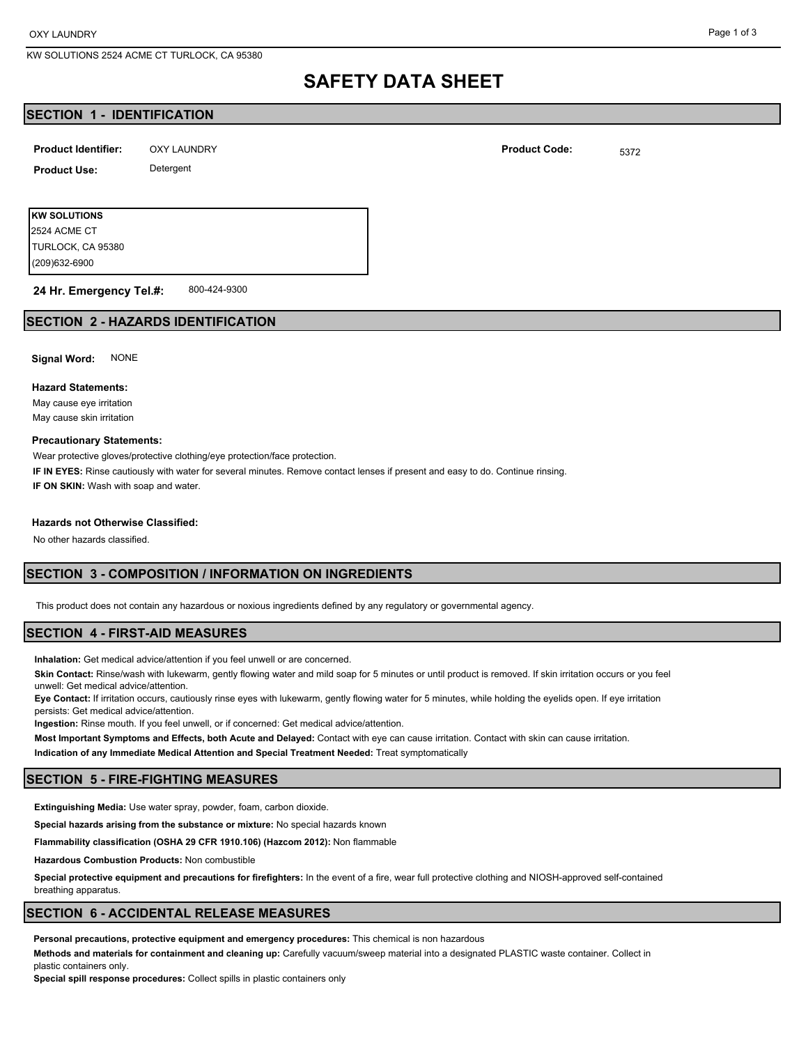# SAFETY DATA SHEET

## SECTION 1 - IDENTIFICATION

**Product Identifier:** OXY LAUNDRY

**Product Code:** 5372

**Product Use:** Detergent

**KW SOLUTIONS**
2524 ACME CT
TURLOCK, CA 95380
(209)632-6900

**24 Hr. Emergency Tel.#:** 800-424-9300

## SECTION 2 - HAZARDS IDENTIFICATION

**Signal Word:** NONE

**Hazard Statements:**

May cause eye irritation
May cause skin irritation

**Precautionary Statements:**

Wear protective gloves/protective clothing/eye protection/face protection.

**IF IN EYES:** Rinse cautiously with water for several minutes. Remove contact lenses if present and easy to do. Continue rinsing.

**IF ON SKIN:** Wash with soap and water.

**Hazards not Otherwise Classified:**

No other hazards classified.

## SECTION 3 - COMPOSITION / INFORMATION ON INGREDIENTS

This product does not contain any hazardous or noxious ingredients defined by any regulatory or governmental agency.

## SECTION 4 - FIRST-AID MEASURES

**Inhalation:** Get medical advice/attention if you feel unwell or are concerned.

**Skin Contact:** Rinse/wash with lukewarm, gently flowing water and mild soap for 5 minutes or until product is removed. If skin irritation occurs or you feel unwell: Get medical advice/attention.

**Eye Contact:** If irritation occurs, cautiously rinse eyes with lukewarm, gently flowing water for 5 minutes, while holding the eyelids open. If eye irritation persists: Get medical advice/attention.

**Ingestion:** Rinse mouth. If you feel unwell, or if concerned: Get medical advice/attention.

**Most Important Symptoms and Effects, both Acute and Delayed:** Contact with eye can cause irritation. Contact with skin can cause irritation.

**Indication of any Immediate Medical Attention and Special Treatment Needed:** Treat symptomatically

## SECTION 5 - FIRE-FIGHTING MEASURES

**Extinguishing Media:** Use water spray, powder, foam, carbon dioxide.

**Special hazards arising from the substance or mixture:** No special hazards known

**Flammability classification (OSHA 29 CFR 1910.106) (Hazcom 2012):** Non flammable

**Hazardous Combustion Products:** Non combustible

**Special protective equipment and precautions for firefighters:** In the event of a fire, wear full protective clothing and NIOSH-approved self-contained breathing apparatus.

## SECTION 6 - ACCIDENTAL RELEASE MEASURES

**Personal precautions, protective equipment and emergency procedures:** This chemical is non hazardous

**Methods and materials for containment and cleaning up:** Carefully vacuum/sweep material into a designated PLASTIC waste container. Collect in plastic containers only.

**Special spill response procedures:** Collect spills in plastic containers only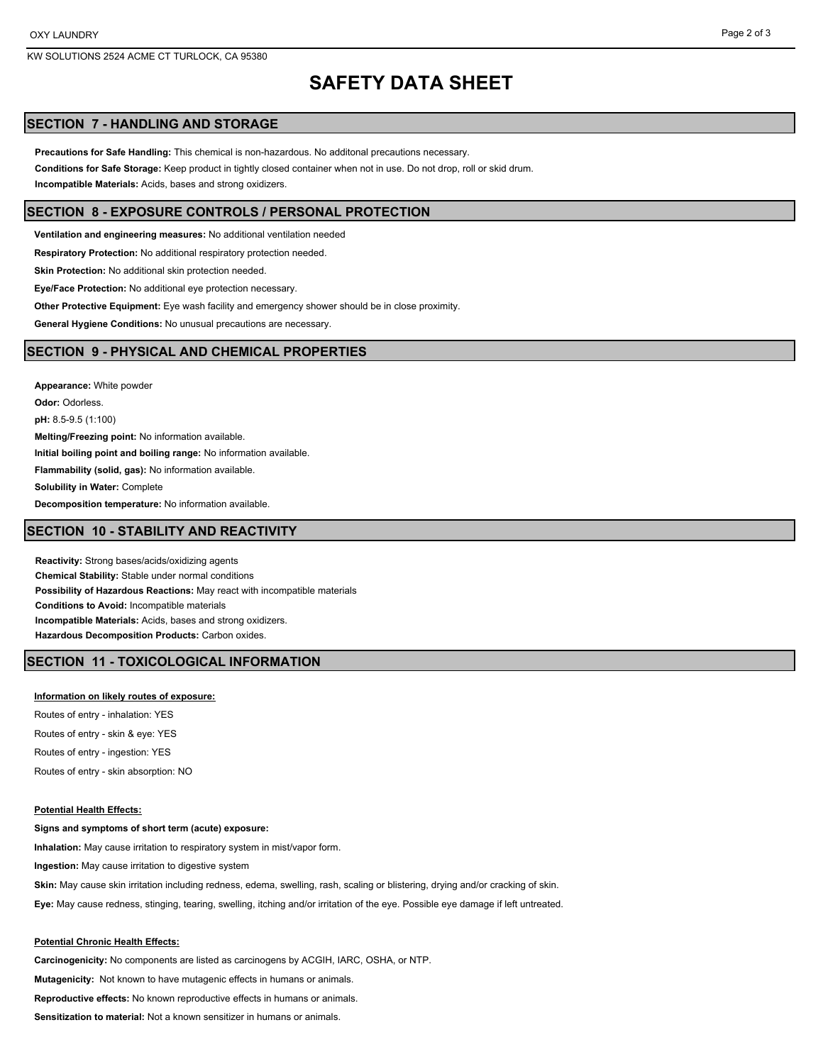# SAFETY DATA SHEET

## SECTION 7 - HANDLING AND STORAGE

**Precautions for Safe Handling:** This chemical is non-hazardous. No additonal precautions necessary.

**Conditions for Safe Storage:** Keep product in tightly closed container when not in use. Do not drop, roll or skid drum.

**Incompatible Materials:** Acids, bases and strong oxidizers.

## SECTION 8 - EXPOSURE CONTROLS / PERSONAL PROTECTION

**Ventilation and engineering measures:** No additional ventilation needed

**Respiratory Protection:** No additional respiratory protection needed.

**Skin Protection:** No additional skin protection needed.

**Eye/Face Protection:** No additional eye protection necessary.

**Other Protective Equipment:** Eye wash facility and emergency shower should be in close proximity.

**General Hygiene Conditions:** No unusual precautions are necessary.

## SECTION 9 - PHYSICAL AND CHEMICAL PROPERTIES

**Appearance:** White powder

**Odor:** Odorless.

**pH:** 8.5-9.5 (1:100)

**Melting/Freezing point:** No information available.

**Initial boiling point and boiling range:** No information available.

**Flammability (solid, gas):** No information available.

**Solubility in Water:** Complete

**Decomposition temperature:** No information available.

## SECTION 10 - STABILITY AND REACTIVITY

**Reactivity:** Strong bases/acids/oxidizing agents

**Chemical Stability:** Stable under normal conditions

**Possibility of Hazardous Reactions:** May react with incompatible materials

**Conditions to Avoid:** Incompatible materials

**Incompatible Materials:** Acids, bases and strong oxidizers.

**Hazardous Decomposition Products:** Carbon oxides.

## SECTION 11 - TOXICOLOGICAL INFORMATION

**Information on likely routes of exposure:**

Routes of entry - inhalation: YES

Routes of entry - skin & eye: YES

Routes of entry - ingestion: YES

Routes of entry - skin absorption: NO

**Potential Health Effects:**

**Signs and symptoms of short term (acute) exposure:**

**Inhalation:** May cause irritation to respiratory system in mist/vapor form.

**Ingestion:** May cause irritation to digestive system

**Skin:** May cause skin irritation including redness, edema, swelling, rash, scaling or blistering, drying and/or cracking of skin.

**Eye:** May cause redness, stinging, tearing, swelling, itching and/or irritation of the eye. Possible eye damage if left untreated.

**Potential Chronic Health Effects:**

**Carcinogenicity:** No components are listed as carcinogens by ACGIH, IARC, OSHA, or NTP.

**Mutagenicity:** Not known to have mutagenic effects in humans or animals.

**Reproductive effects:** No known reproductive effects in humans or animals.

**Sensitization to material:** Not a known sensitizer in humans or animals.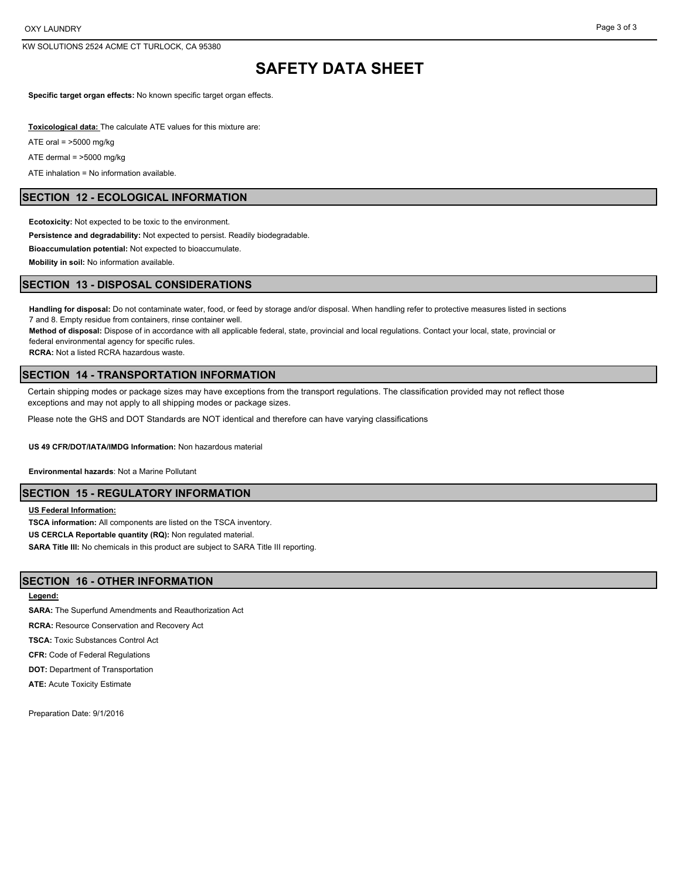# SAFETY DATA SHEET

**Specific target organ effects:** No known specific target organ effects.

**Toxicological data:** The calculate ATE values for this mixture are:

ATE oral = >5000 mg/kg

ATE dermal = >5000 mg/kg

ATE inhalation = No information available.

## SECTION 12 - ECOLOGICAL INFORMATION

**Ecotoxicity:** Not expected to be toxic to the environment.

**Persistence and degradability:** Not expected to persist. Readily biodegradable.

**Bioaccumulation potential:** Not expected to bioaccumulate.

**Mobility in soil:** No information available.

## SECTION 13 - DISPOSAL CONSIDERATIONS

**Handling for disposal:** Do not contaminate water, food, or feed by storage and/or disposal. When handling refer to protective measures listed in sections 7 and 8. Empty residue from containers, rinse container well.

**Method of disposal:** Dispose of in accordance with all applicable federal, state, provincial and local regulations. Contact your local, state, provincial or federal environmental agency for specific rules.

**RCRA:** Not a listed RCRA hazardous waste.

## SECTION 14 - TRANSPORTATION INFORMATION

Certain shipping modes or package sizes may have exceptions from the transport regulations. The classification provided may not reflect those exceptions and may not apply to all shipping modes or package sizes.

Please note the GHS and DOT Standards are NOT identical and therefore can have varying classifications

**US 49 CFR/DOT/IATA/IMDG Information:** Non hazardous material

**Environmental hazards**: Not a Marine Pollutant

## SECTION 15 - REGULATORY INFORMATION

**US Federal Information:**

**TSCA information:** All components are listed on the TSCA inventory.

**US CERCLA Reportable quantity (RQ):** Non regulated material.

**SARA Title III:** No chemicals in this product are subject to SARA Title III reporting.

## SECTION 16 - OTHER INFORMATION

**Legend:**

**SARA:** The Superfund Amendments and Reauthorization Act

**RCRA:** Resource Conservation and Recovery Act

**TSCA:** Toxic Substances Control Act

**CFR:** Code of Federal Regulations

**DOT:** Department of Transportation

**ATE:** Acute Toxicity Estimate

Preparation Date: 9/1/2016